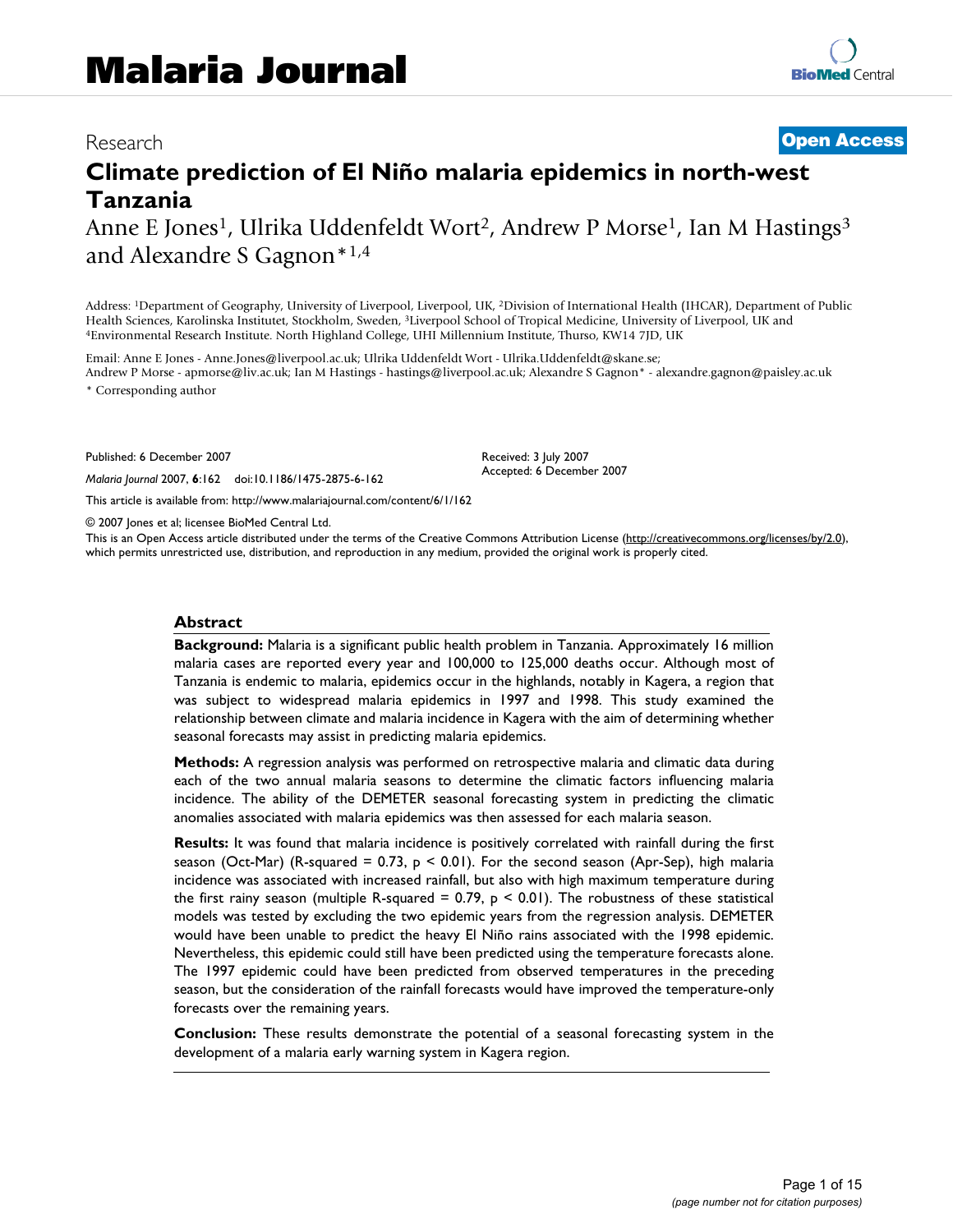# Malaria Journal

Research

**Open Access**

## Climate prediction of El Niño malaria epidemics in north-west Tanzania

Anne E Jones[1], Ulrika Uddenfeldt Wort[2], Andrew P Morse[1], Ian M Hastings[3] and Alexandre S Gagnon*[1,4]

Address: [1]Department of Geography, University of Liverpool, Liverpool, UK, [2]Division of International Health (IHCAR), Department of Public Health Sciences, Karolinska Institutet, Stockholm, Sweden, [3]Liverpool School of Tropical Medicine, University of Liverpool, UK and [4]Environmental Research Institute. North Highland College, UHI Millennium Institute, Thurso, KW14 7JD, UK

Email: Anne E Jones - Anne.Jones@liverpool.ac.uk; Ulrika Uddenfeldt Wort - Ulrika.Uddenfeldt@skane.se; Andrew P Morse - apmorse@liv.ac.uk; Ian M Hastings - hastings@liverpool.ac.uk; Alexandre S Gagnon* - alexandre.gagnon@paisley.ac.uk

\* Corresponding author

Published: 6 December 2007

*Malaria Journal* 2007, **6**:162 doi:10.1186/1475-2875-6-162

Received: 3 July 2007
Accepted: 6 December 2007

This article is available from: http://www.malariajournal.com/content/6/1/162

© 2007 Jones et al; licensee BioMed Central Ltd.

This is an Open Access article distributed under the terms of the Creative Commons Attribution License (http://creativecommons.org/licenses/by/2.0), which permits unrestricted use, distribution, and reproduction in any medium, provided the original work is properly cited.

### Abstract

**Background:** Malaria is a significant public health problem in Tanzania. Approximately 16 million malaria cases are reported every year and 100,000 to 125,000 deaths occur. Although most of Tanzania is endemic to malaria, epidemics occur in the highlands, notably in Kagera, a region that was subject to widespread malaria epidemics in 1997 and 1998. This study examined the relationship between climate and malaria incidence in Kagera with the aim of determining whether seasonal forecasts may assist in predicting malaria epidemics.

**Methods:** A regression analysis was performed on retrospective malaria and climatic data during each of the two annual malaria seasons to determine the climatic factors influencing malaria incidence. The ability of the DEMETER seasonal forecasting system in predicting the climatic anomalies associated with malaria epidemics was then assessed for each malaria season.

**Results:** It was found that malaria incidence is positively correlated with rainfall during the first season (Oct-Mar) (R-squared = 0.73, $p < 0.01$). For the second season (Apr-Sep), high malaria incidence was associated with increased rainfall, but also with high maximum temperature during the first rainy season (multiple R-squared = 0.79, $p < 0.01$). The robustness of these statistical models was tested by excluding the two epidemic years from the regression analysis. DEMETER would have been unable to predict the heavy El Niño rains associated with the 1998 epidemic. Nevertheless, this epidemic could still have been predicted using the temperature forecasts alone. The 1997 epidemic could have been predicted from observed temperatures in the preceding season, but the consideration of the rainfall forecasts would have improved the temperature-only forecasts over the remaining years.

**Conclusion:** These results demonstrate the potential of a seasonal forecasting system in the development of a malaria early warning system in Kagera region.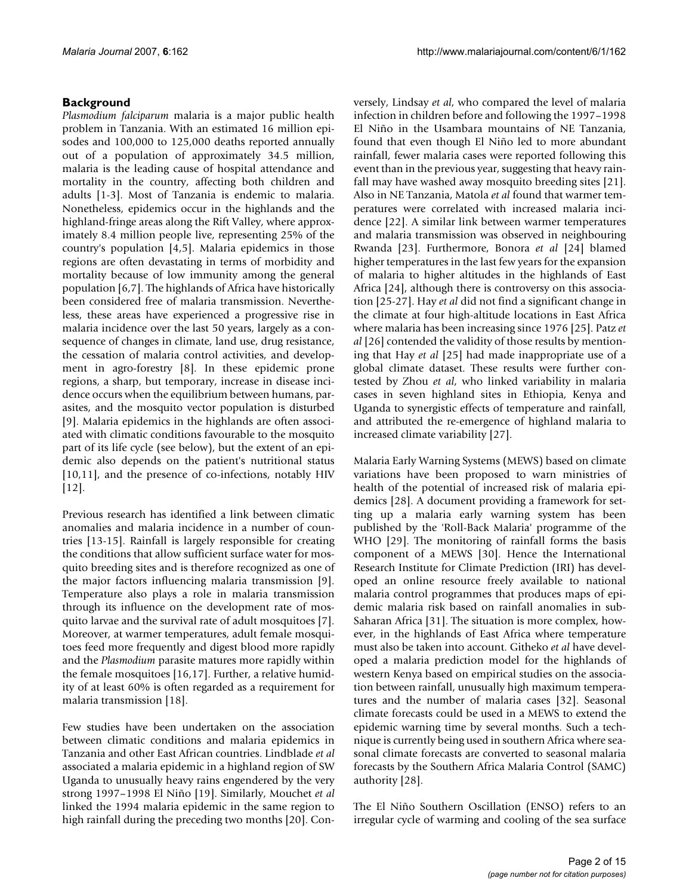## Background

*Plasmodium falciparum* malaria is a major public health problem in Tanzania. With an estimated 16 million episodes and 100,000 to 125,000 deaths reported annually out of a population of approximately 34.5 million, malaria is the leading cause of hospital attendance and mortality in the country, affecting both children and adults [1-3]. Most of Tanzania is endemic to malaria. Nonetheless, epidemics occur in the highlands and the highland-fringe areas along the Rift Valley, where approximately 8.4 million people live, representing 25% of the country's population [4,5]. Malaria epidemics in those regions are often devastating in terms of morbidity and mortality because of low immunity among the general population [6,7]. The highlands of Africa have historically been considered free of malaria transmission. Nevertheless, these areas have experienced a progressive rise in malaria incidence over the last 50 years, largely as a consequence of changes in climate, land use, drug resistance, the cessation of malaria control activities, and development in agro-forestry [8]. In these epidemic prone regions, a sharp, but temporary, increase in disease incidence occurs when the equilibrium between humans, parasites, and the mosquito vector population is disturbed [9]. Malaria epidemics in the highlands are often associated with climatic conditions favourable to the mosquito part of its life cycle (see below), but the extent of an epidemic also depends on the patient's nutritional status [10,11], and the presence of co-infections, notably HIV [12].

Previous research has identified a link between climatic anomalies and malaria incidence in a number of countries [13-15]. Rainfall is largely responsible for creating the conditions that allow sufficient surface water for mosquito breeding sites and is therefore recognized as one of the major factors influencing malaria transmission [9]. Temperature also plays a role in malaria transmission through its influence on the development rate of mosquito larvae and the survival rate of adult mosquitoes [7]. Moreover, at warmer temperatures, adult female mosquitoes feed more frequently and digest blood more rapidly and the *Plasmodium* parasite matures more rapidly within the female mosquitoes [16,17]. Further, a relative humidity of at least 60% is often regarded as a requirement for malaria transmission [18].

Few studies have been undertaken on the association between climatic conditions and malaria epidemics in Tanzania and other East African countries. Lindblade *et al* associated a malaria epidemic in a highland region of SW Uganda to unusually heavy rains engendered by the very strong 1997–1998 El Niño [19]. Similarly, Mouchet *et al* linked the 1994 malaria epidemic in the same region to high rainfall during the preceding two months [20]. Conversely, Lindsay *et al*, who compared the level of malaria infection in children before and following the 1997–1998 El Niño in the Usambara mountains of NE Tanzania, found that even though El Niño led to more abundant rainfall, fewer malaria cases were reported following this event than in the previous year, suggesting that heavy rainfall may have washed away mosquito breeding sites [21]. Also in NE Tanzania, Matola *et al* found that warmer temperatures were correlated with increased malaria incidence [22]. A similar link between warmer temperatures and malaria transmission was observed in neighbouring Rwanda [23]. Furthermore, Bonora *et al* [24] blamed higher temperatures in the last few years for the expansion of malaria to higher altitudes in the highlands of East Africa [24], although there is controversy on this association [25-27]. Hay *et al* did not find a significant change in the climate at four high-altitude locations in East Africa where malaria has been increasing since 1976 [25]. Patz *et al* [26] contended the validity of those results by mentioning that Hay *et al* [25] had made inappropriate use of a global climate dataset. These results were further contested by Zhou *et al*, who linked variability in malaria cases in seven highland sites in Ethiopia, Kenya and Uganda to synergistic effects of temperature and rainfall, and attributed the re-emergence of highland malaria to increased climate variability [27].

Malaria Early Warning Systems (MEWS) based on climate variations have been proposed to warn ministries of health of the potential of increased risk of malaria epidemics [28]. A document providing a framework for setting up a malaria early warning system has been published by the 'Roll-Back Malaria' programme of the WHO [29]. The monitoring of rainfall forms the basis component of a MEWS [30]. Hence the International Research Institute for Climate Prediction (IRI) has developed an online resource freely available to national malaria control programmes that produces maps of epidemic malaria risk based on rainfall anomalies in sub-Saharan Africa [31]. The situation is more complex, however, in the highlands of East Africa where temperature must also be taken into account. Githeko *et al* have developed a malaria prediction model for the highlands of western Kenya based on empirical studies on the association between rainfall, unusually high maximum temperatures and the number of malaria cases [32]. Seasonal climate forecasts could be used in a MEWS to extend the epidemic warning time by several months. Such a technique is currently being used in southern Africa where seasonal climate forecasts are converted to seasonal malaria forecasts by the Southern Africa Malaria Control (SAMC) authority [28].

The El Niño Southern Oscillation (ENSO) refers to an irregular cycle of warming and cooling of the sea surface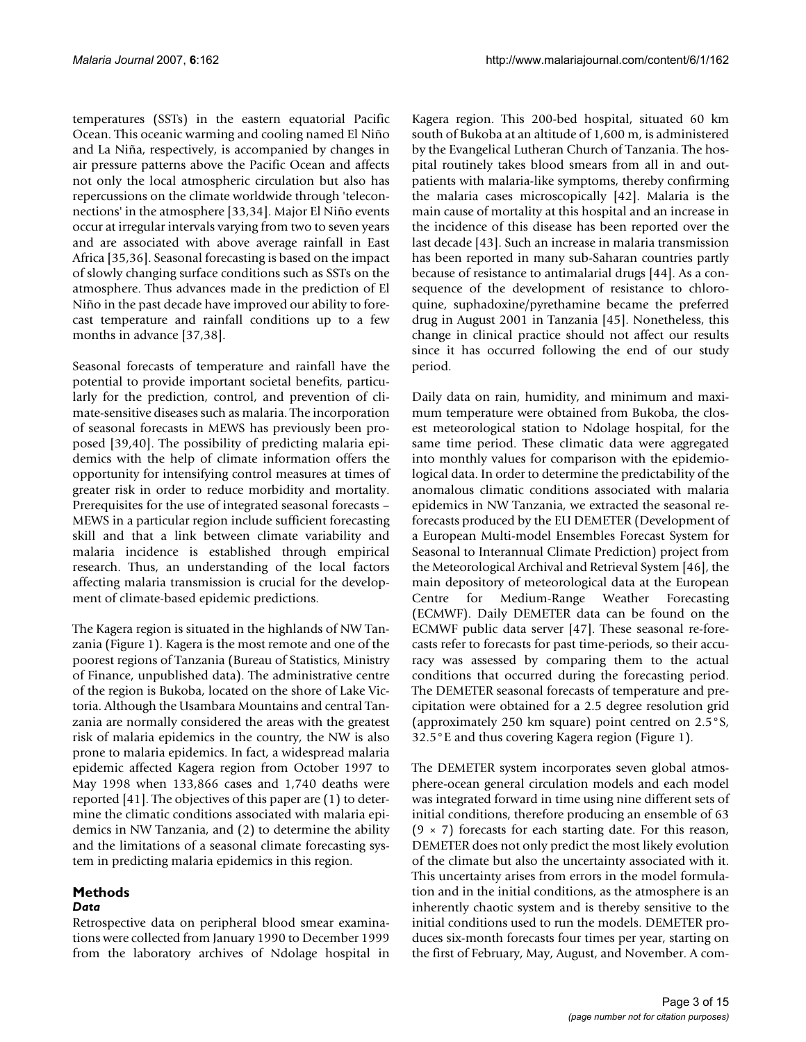temperatures (SSTs) in the eastern equatorial Pacific Ocean. This oceanic warming and cooling named El Niño and La Niña, respectively, is accompanied by changes in air pressure patterns above the Pacific Ocean and affects not only the local atmospheric circulation but also has repercussions on the climate worldwide through 'teleconnections' in the atmosphere [33,34]. Major El Niño events occur at irregular intervals varying from two to seven years and are associated with above average rainfall in East Africa [35,36]. Seasonal forecasting is based on the impact of slowly changing surface conditions such as SSTs on the atmosphere. Thus advances made in the prediction of El Niño in the past decade have improved our ability to forecast temperature and rainfall conditions up to a few months in advance [37,38].

Seasonal forecasts of temperature and rainfall have the potential to provide important societal benefits, particularly for the prediction, control, and prevention of climate-sensitive diseases such as malaria. The incorporation of seasonal forecasts in MEWS has previously been proposed [39,40]. The possibility of predicting malaria epidemics with the help of climate information offers the opportunity for intensifying control measures at times of greater risk in order to reduce morbidity and mortality. Prerequisites for the use of integrated seasonal forecasts – MEWS in a particular region include sufficient forecasting skill and that a link between climate variability and malaria incidence is established through empirical research. Thus, an understanding of the local factors affecting malaria transmission is crucial for the development of climate-based epidemic predictions.

The Kagera region is situated in the highlands of NW Tanzania (Figure 1). Kagera is the most remote and one of the poorest regions of Tanzania (Bureau of Statistics, Ministry of Finance, unpublished data). The administrative centre of the region is Bukoba, located on the shore of Lake Victoria. Although the Usambara Mountains and central Tanzania are normally considered the areas with the greatest risk of malaria epidemics in the country, the NW is also prone to malaria epidemics. In fact, a widespread malaria epidemic affected Kagera region from October 1997 to May 1998 when 133,866 cases and 1,740 deaths were reported [41]. The objectives of this paper are (1) to determine the climatic conditions associated with malaria epidemics in NW Tanzania, and (2) to determine the ability and the limitations of a seasonal climate forecasting system in predicting malaria epidemics in this region.

## Methods

### *Data*

Retrospective data on peripheral blood smear examinations were collected from January 1990 to December 1999 from the laboratory archives of Ndolage hospital in Kagera region. This 200-bed hospital, situated 60 km south of Bukoba at an altitude of 1,600 m, is administered by the Evangelical Lutheran Church of Tanzania. The hospital routinely takes blood smears from all in and outpatients with malaria-like symptoms, thereby confirming the malaria cases microscopically [42]. Malaria is the main cause of mortality at this hospital and an increase in the incidence of this disease has been reported over the last decade [43]. Such an increase in malaria transmission has been reported in many sub-Saharan countries partly because of resistance to antimalarial drugs [44]. As a consequence of the development of resistance to chloroquine, suphadoxine/pyrethamine became the preferred drug in August 2001 in Tanzania [45]. Nonetheless, this change in clinical practice should not affect our results since it has occurred following the end of our study period.

Daily data on rain, humidity, and minimum and maximum temperature were obtained from Bukoba, the closest meteorological station to Ndolage hospital, for the same time period. These climatic data were aggregated into monthly values for comparison with the epidemiological data. In order to determine the predictability of the anomalous climatic conditions associated with malaria epidemics in NW Tanzania, we extracted the seasonal re-forecasts produced by the EU DEMETER (Development of a European Multi-model Ensembles Forecast System for Seasonal to Interannual Climate Prediction) project from the Meteorological Archival and Retrieval System [46], the main depository of meteorological data at the European Centre for Medium-Range Weather Forecasting (ECMWF). Daily DEMETER data can be found on the ECMWF public data server [47]. These seasonal re-forecasts refer to forecasts for past time-periods, so their accuracy was assessed by comparing them to the actual conditions that occurred during the forecasting period. The DEMETER seasonal forecasts of temperature and precipitation were obtained for a 2.5 degree resolution grid (approximately 250 km square) point centred on 2.5°S, 32.5°E and thus covering Kagera region (Figure 1).

The DEMETER system incorporates seven global atmosphere-ocean general circulation models and each model was integrated forward in time using nine different sets of initial conditions, therefore producing an ensemble of 63 ($9 \times 7$) forecasts for each starting date. For this reason, DEMETER does not only predict the most likely evolution of the climate but also the uncertainty associated with it. This uncertainty arises from errors in the model formulation and in the initial conditions, as the atmosphere is an inherently chaotic system and is thereby sensitive to the initial conditions used to run the models. DEMETER produces six-month forecasts four times per year, starting on the first of February, May, August, and November. A com-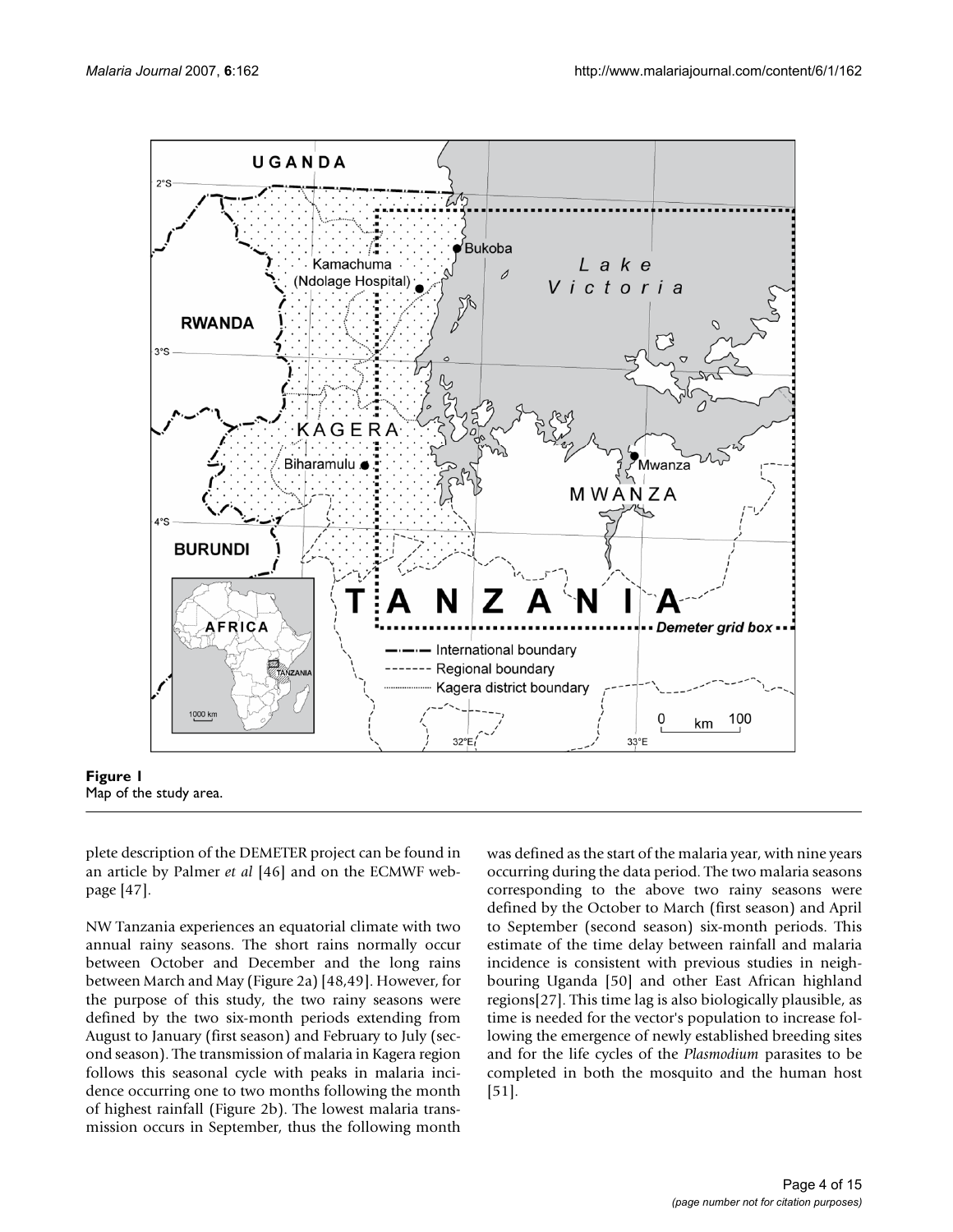**Figure 1**
Map of the study area.

plete description of the DEMETER project can be found in an article by Palmer *et al* [46] and on the ECMWF webpage [47].

NW Tanzania experiences an equatorial climate with two annual rainy seasons. The short rains normally occur between October and December and the long rains between March and May (Figure 2a) [48,49]. However, for the purpose of this study, the two rainy seasons were defined by the two six-month periods extending from August to January (first season) and February to July (second season). The transmission of malaria in Kagera region follows this seasonal cycle with peaks in malaria incidence occurring one to two months following the month of highest rainfall (Figure 2b). The lowest malaria transmission occurs in September, thus the following month was defined as the start of the malaria year, with nine years occurring during the data period. The two malaria seasons corresponding to the above two rainy seasons were defined by the October to March (first season) and April to September (second season) six-month periods. This estimate of the time delay between rainfall and malaria incidence is consistent with previous studies in neighbouring Uganda [50] and other East African highland regions[27]. This time lag is also biologically plausible, as time is needed for the vector's population to increase following the emergence of newly established breeding sites and for the life cycles of the *Plasmodium* parasites to be completed in both the mosquito and the human host [51].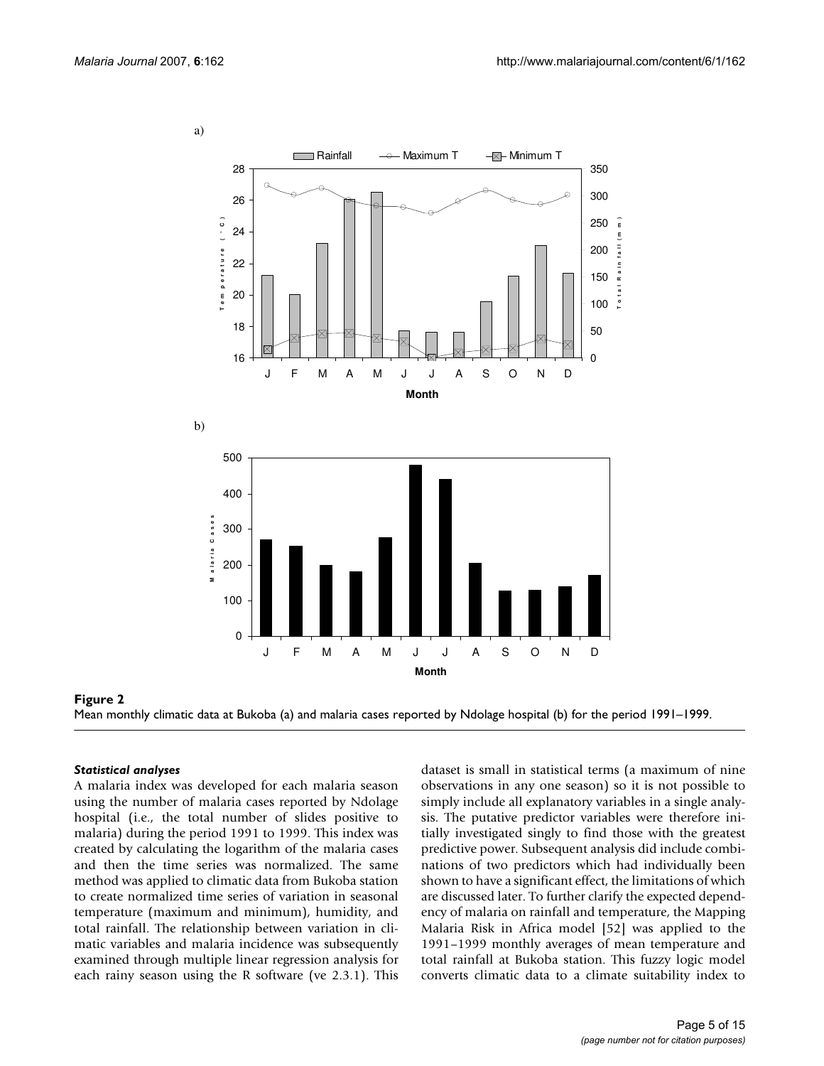**Figure 2**
Mean monthly climatic data at Bukoba (a) and malaria cases reported by Ndolage hospital (b) for the period 1991–1999.

#### *Statistical analyses*

A malaria index was developed for each malaria season using the number of malaria cases reported by Ndolage hospital (i.e., the total number of slides positive to malaria) during the period 1991 to 1999. This index was created by calculating the logarithm of the malaria cases and then the time series was normalized. The same method was applied to climatic data from Bukoba station to create normalized time series of variation in seasonal temperature (maximum and minimum), humidity, and total rainfall. The relationship between variation in climatic variables and malaria incidence was subsequently examined through multiple linear regression analysis for each rainy season using the R software (ve 2.3.1). This dataset is small in statistical terms (a maximum of nine observations in any one season) so it is not possible to simply include all explanatory variables in a single analysis. The putative predictor variables were therefore initially investigated singly to find those with the greatest predictive power. Subsequent analysis did include combinations of two predictors which had individually been shown to have a significant effect, the limitations of which are discussed later. To further clarify the expected dependency of malaria on rainfall and temperature, the Mapping Malaria Risk in Africa model [52] was applied to the 1991–1999 monthly averages of mean temperature and total rainfall at Bukoba station. This fuzzy logic model converts climatic data to a climate suitability index to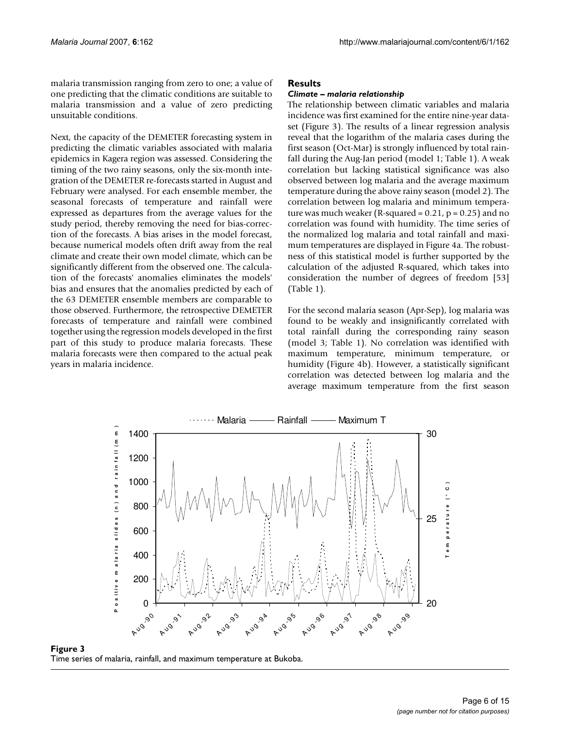malaria transmission ranging from zero to one; a value of one predicting that the climatic conditions are suitable to malaria transmission and a value of zero predicting unsuitable conditions.

Next, the capacity of the DEMETER forecasting system in predicting the climatic variables associated with malaria epidemics in Kagera region was assessed. Considering the timing of the two rainy seasons, only the six-month integration of the DEMETER re-forecasts started in August and February were analysed. For each ensemble member, the seasonal forecasts of temperature and rainfall were expressed as departures from the average values for the study period, thereby removing the need for bias-correction of the forecasts. A bias arises in the model forecast, because numerical models often drift away from the real climate and create their own model climate, which can be significantly different from the observed one. The calculation of the forecasts' anomalies eliminates the models' bias and ensures that the anomalies predicted by each of the 63 DEMETER ensemble members are comparable to those observed. Furthermore, the retrospective DEMETER forecasts of temperature and rainfall were combined together using the regression models developed in the first part of this study to produce malaria forecasts. These malaria forecasts were then compared to the actual peak years in malaria incidence.

## Results

### *Climate – malaria relationship*

The relationship between climatic variables and malaria incidence was first examined for the entire nine-year dataset (Figure 3). The results of a linear regression analysis reveal that the logarithm of the malaria cases during the first season (Oct-Mar) is strongly influenced by total rainfall during the Aug-Jan period (model 1; Table 1). A weak correlation but lacking statistical significance was also observed between log malaria and the average maximum temperature during the above rainy season (model 2). The correlation between log malaria and minimum temperature was much weaker (R-squared = 0.21, $p = 0.25$) and no correlation was found with humidity. The time series of the normalized log malaria and total rainfall and maximum temperatures are displayed in Figure 4a. The robustness of this statistical model is further supported by the calculation of the adjusted R-squared, which takes into consideration the number of degrees of freedom [53] (Table 1).

For the second malaria season (Apr-Sep), log malaria was found to be weakly and insignificantly correlated with total rainfall during the corresponding rainy season (model 3; Table 1). No correlation was identified with maximum temperature, minimum temperature, or humidity (Figure 4b). However, a statistically significant correlation was detected between log malaria and the average maximum temperature from the first season

**Figure 3**
Time series of malaria, rainfall, and maximum temperature at Bukoba.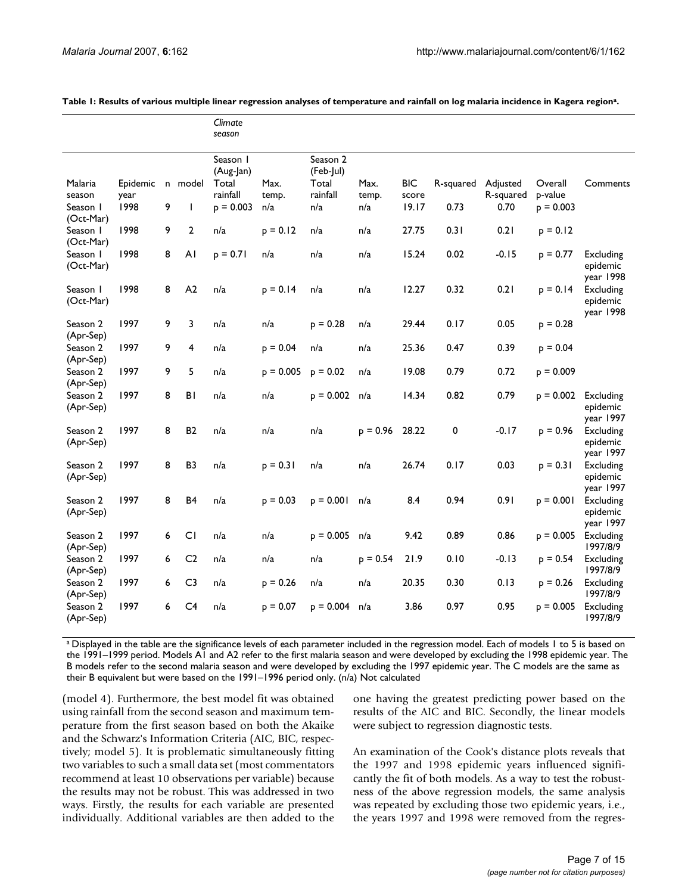**Table 1: Results of various multiple linear regression analyses of temperature and rainfall on log malaria incidence in Kagera region[a].**

| | | | | *Climate season* | | | | | | | | | |
|---|---|---|---|---|---|---|---|---|---|---|---|---|---|
| | | | | Season 1 (Aug-Jan) | | Season 2 (Feb-Jul) | | | | | | | |
| Malaria season | Epidemic year | n | model | Total rainfall | Max. temp. | Total rainfall | Max. temp. | BIC score | R-squared | Adjusted R-squared | Overall p-value | Comments |
| Season 1 (Oct-Mar) | 1998 | 9 | 1 | p = 0.003 | n/a | n/a | n/a | 19.17 | 0.73 | 0.70 | p = 0.003 | |
| Season 1 (Oct-Mar) | 1998 | 9 | 2 | n/a | p = 0.12 | n/a | n/a | 27.75 | 0.31 | 0.21 | p = 0.12 | |
| Season 1 (Oct-Mar) | 1998 | 8 | A1 | p = 0.71 | n/a | n/a | n/a | 15.24 | 0.02 | -0.15 | p = 0.77 | Excluding epidemic year 1998 |
| Season 1 (Oct-Mar) | 1998 | 8 | A2 | n/a | p = 0.14 | n/a | n/a | 12.27 | 0.32 | 0.21 | p = 0.14 | Excluding epidemic year 1998 |
| Season 2 (Apr-Sep) | 1997 | 9 | 3 | n/a | n/a | p = 0.28 | n/a | 29.44 | 0.17 | 0.05 | p = 0.28 | |
| Season 2 (Apr-Sep) | 1997 | 9 | 4 | n/a | p = 0.04 | n/a | n/a | 25.36 | 0.47 | 0.39 | p = 0.04 | |
| Season 2 (Apr-Sep) | 1997 | 9 | 5 | n/a | p = 0.005 | p = 0.02 | n/a | 19.08 | 0.79 | 0.72 | p = 0.009 | |
| Season 2 (Apr-Sep) | 1997 | 8 | B1 | n/a | n/a | p = 0.002 | n/a | 14.34 | 0.82 | 0.79 | p = 0.002 | Excluding epidemic year 1997 |
| Season 2 (Apr-Sep) | 1997 | 8 | B2 | n/a | n/a | n/a | p = 0.96 | 28.22 | 0 | -0.17 | p = 0.96 | Excluding epidemic year 1997 |
| Season 2 (Apr-Sep) | 1997 | 8 | B3 | n/a | p = 0.31 | n/a | n/a | 26.74 | 0.17 | 0.03 | p = 0.31 | Excluding epidemic year 1997 |
| Season 2 (Apr-Sep) | 1997 | 8 | B4 | n/a | p = 0.03 | p = 0.001 | n/a | 8.4 | 0.94 | 0.91 | p = 0.001 | Excluding epidemic year 1997 |
| Season 2 (Apr-Sep) | 1997 | 6 | C1 | n/a | n/a | p = 0.005 | n/a | 9.42 | 0.89 | 0.86 | p = 0.005 | Excluding 1997/8/9 |
| Season 2 (Apr-Sep) | 1997 | 6 | C2 | n/a | n/a | n/a | p = 0.54 | 21.9 | 0.10 | -0.13 | p = 0.54 | Excluding 1997/8/9 |
| Season 2 (Apr-Sep) | 1997 | 6 | C3 | n/a | p = 0.26 | n/a | n/a | 20.35 | 0.30 | 0.13 | p = 0.26 | Excluding 1997/8/9 |
| Season 2 (Apr-Sep) | 1997 | 6 | C4 | n/a | p = 0.07 | p = 0.004 | n/a | 3.86 | 0.97 | 0.95 | p = 0.005 | Excluding 1997/8/9 |

[a] Displayed in the table are the significance levels of each parameter included in the regression model. Each of models 1 to 5 is based on the 1991–1999 period. Models A1 and A2 refer to the first malaria season and were developed by excluding the 1998 epidemic year. The B models refer to the second malaria season and were developed by excluding the 1997 epidemic year. The C models are the same as their B equivalent but were based on the 1991–1996 period only. (n/a) Not calculated

(model 4). Furthermore, the best model fit was obtained using rainfall from the second season and maximum temperature from the first season based on both the Akaike and the Schwarz's Information Criteria (AIC, BIC, respectively; model 5). It is problematic simultaneously fitting two variables to such a small data set (most commentators recommend at least 10 observations per variable) because the results may not be robust. This was addressed in two ways. Firstly, the results for each variable are presented individually. Additional variables are then added to the one having the greatest predicting power based on the results of the AIC and BIC. Secondly, the linear models were subject to regression diagnostic tests.

An examination of the Cook's distance plots reveals that the 1997 and 1998 epidemic years influenced significantly the fit of both models. As a way to test the robustness of the above regression models, the same analysis was repeated by excluding those two epidemic years, i.e., the years 1997 and 1998 were removed from the regres-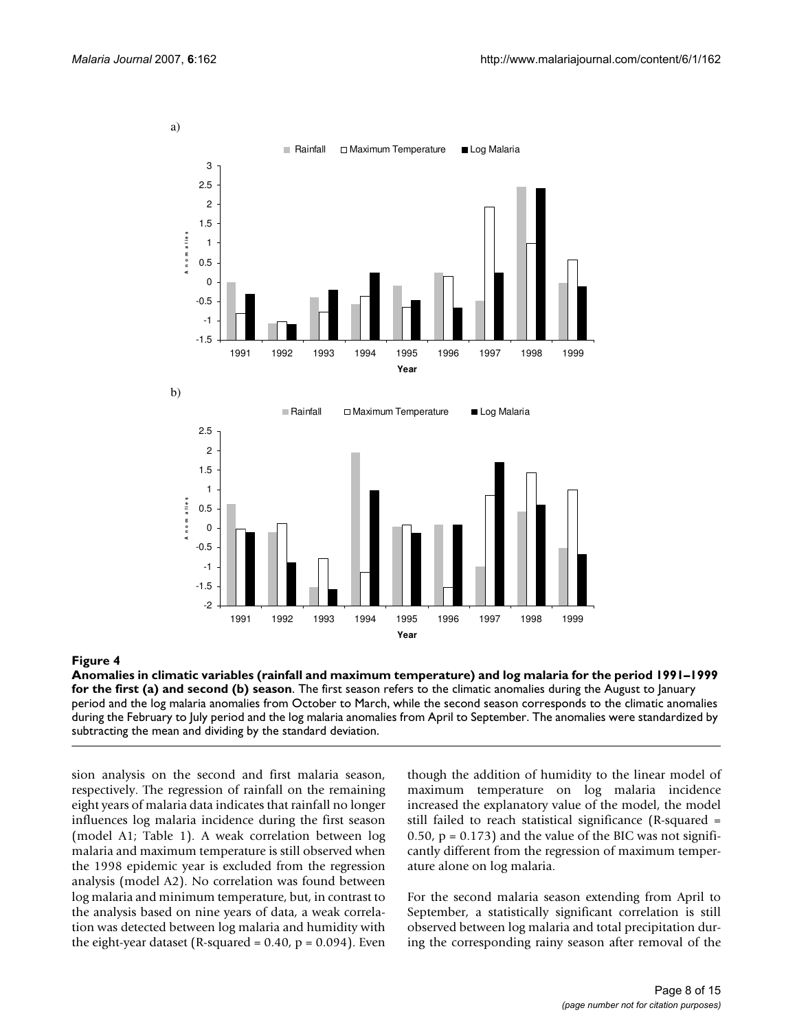**Figure 4**

**Anomalies in climatic variables (rainfall and maximum temperature) and log malaria for the period 1991–1999 for the first (a) and second (b) season**. The first season refers to the climatic anomalies during the August to January period and the log malaria anomalies from October to March, while the second season corresponds to the climatic anomalies during the February to July period and the log malaria anomalies from April to September. The anomalies were standardized by subtracting the mean and dividing by the standard deviation.

sion analysis on the second and first malaria season, respectively. The regression of rainfall on the remaining eight years of malaria data indicates that rainfall no longer influences log malaria incidence during the first season (model A1; Table 1). A weak correlation between log malaria and maximum temperature is still observed when the 1998 epidemic year is excluded from the regression analysis (model A2). No correlation was found between log malaria and minimum temperature, but, in contrast to the analysis based on nine years of data, a weak correlation was detected between log malaria and humidity with the eight-year dataset (R-squared = 0.40, $p = 0.094$). Even though the addition of humidity to the linear model of maximum temperature on log malaria incidence increased the explanatory value of the model, the model still failed to reach statistical significance (R-squared = 0.50, $p = 0.173$) and the value of the BIC was not significantly different from the regression of maximum temperature alone on log malaria.

For the second malaria season extending from April to September, a statistically significant correlation is still observed between log malaria and total precipitation during the corresponding rainy season after removal of the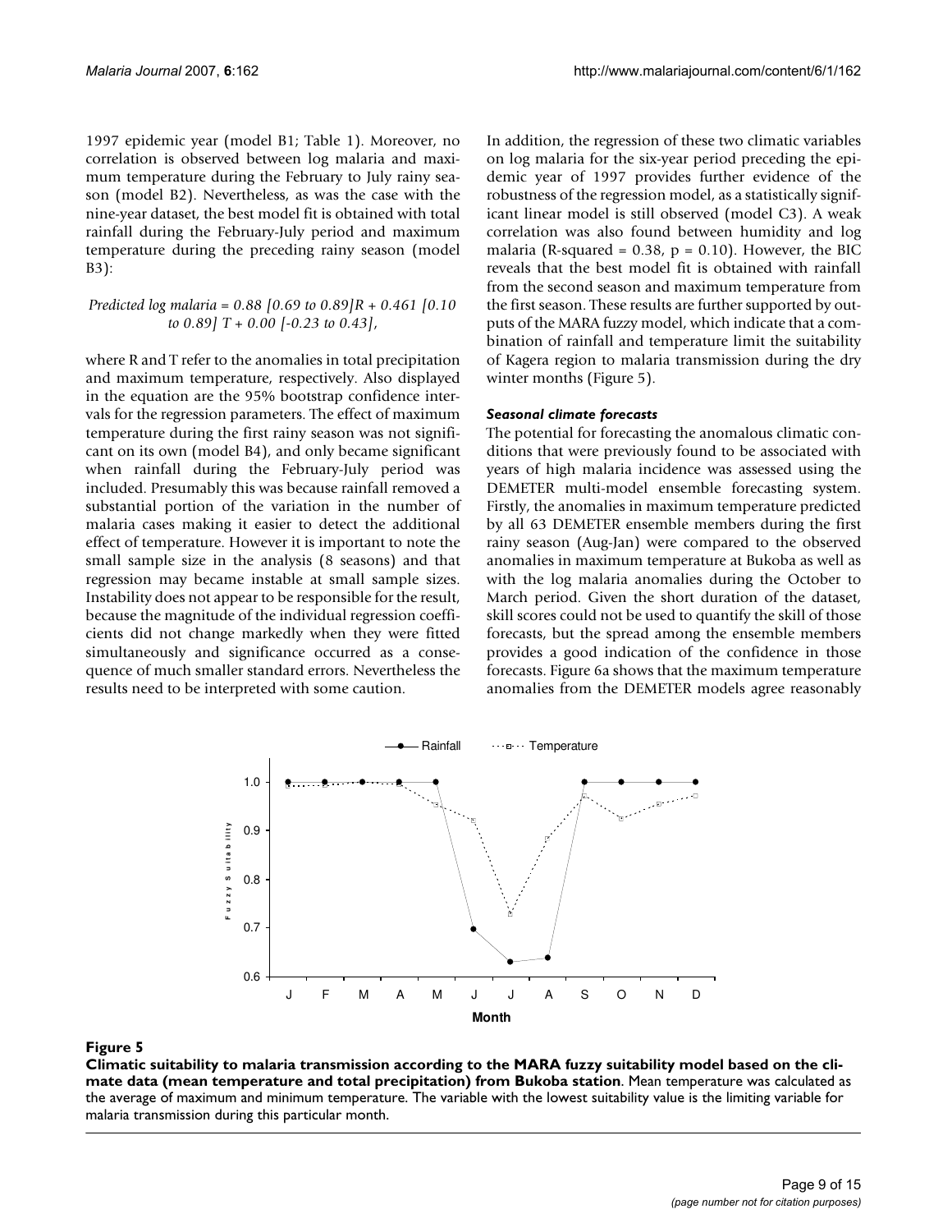1997 epidemic year (model B1; Table 1). Moreover, no correlation is observed between log malaria and maximum temperature during the February to July rainy season (model B2). Nevertheless, as was the case with the nine-year dataset, the best model fit is obtained with total rainfall during the February-July period and maximum temperature during the preceding rainy season (model B3):

*Predicted log malaria = 0.88 [0.69 to 0.89]R + 0.461 [0.10 to 0.89] T + 0.00 [-0.23 to 0.43]*,

where R and T refer to the anomalies in total precipitation and maximum temperature, respectively. Also displayed in the equation are the 95% bootstrap confidence intervals for the regression parameters. The effect of maximum temperature during the first rainy season was not significant on its own (model B4), and only became significant when rainfall during the February-July period was included. Presumably this was because rainfall removed a substantial portion of the variation in the number of malaria cases making it easier to detect the additional effect of temperature. However it is important to note the small sample size in the analysis (8 seasons) and that regression may became instable at small sample sizes. Instability does not appear to be responsible for the result, because the magnitude of the individual regression coefficients did not change markedly when they were fitted simultaneously and significance occurred as a consequence of much smaller standard errors. Nevertheless the results need to be interpreted with some caution.

In addition, the regression of these two climatic variables on log malaria for the six-year period preceding the epidemic year of 1997 provides further evidence of the robustness of the regression model, as a statistically significant linear model is still observed (model C3). A weak correlation was also found between humidity and log malaria (R-squared = 0.38, $p = 0.10$). However, the BIC reveals that the best model fit is obtained with rainfall from the second season and maximum temperature from the first season. These results are further supported by outputs of the MARA fuzzy model, which indicate that a combination of rainfall and temperature limit the suitability of Kagera region to malaria transmission during the dry winter months (Figure 5).

### *Seasonal climate forecasts*

The potential for forecasting the anomalous climatic conditions that were previously found to be associated with years of high malaria incidence was assessed using the DEMETER multi-model ensemble forecasting system. Firstly, the anomalies in maximum temperature predicted by all 63 DEMETER ensemble members during the first rainy season (Aug-Jan) were compared to the observed anomalies in maximum temperature at Bukoba as well as with the log malaria anomalies during the October to March period. Given the short duration of the dataset, skill scores could not be used to quantify the skill of those forecasts, but the spread among the ensemble members provides a good indication of the confidence in those forecasts. Figure 6a shows that the maximum temperature anomalies from the DEMETER models agree reasonably

**Figure 5**

**Climatic suitability to malaria transmission according to the MARA fuzzy suitability model based on the climate data (mean temperature and total precipitation) from Bukoba station**. Mean temperature was calculated as the average of maximum and minimum temperature. The variable with the lowest suitability value is the limiting variable for malaria transmission during this particular month.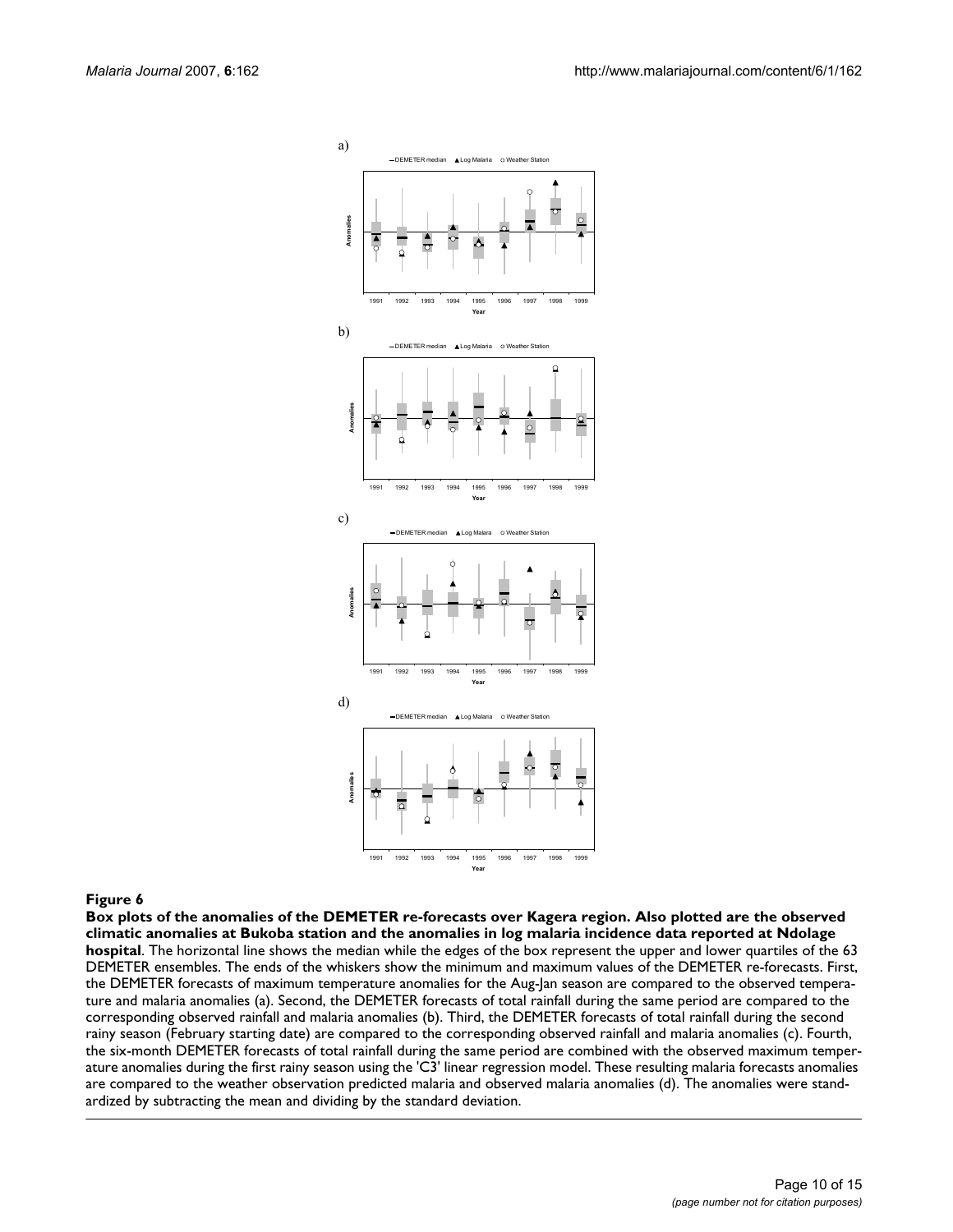**Figure 6**

**Box plots of the anomalies of the DEMETER re-forecasts over Kagera region. Also plotted are the observed climatic anomalies at Bukoba station and the anomalies in log malaria incidence data reported at Ndolage hospital**. The horizontal line shows the median while the edges of the box represent the upper and lower quartiles of the 63 DEMETER ensembles. The ends of the whiskers show the minimum and maximum values of the DEMETER re-forecasts. First, the DEMETER forecasts of maximum temperature anomalies for the Aug-Jan season are compared to the observed temperature and malaria anomalies (a). Second, the DEMETER forecasts of total rainfall during the same period are compared to the corresponding observed rainfall and malaria anomalies (b). Third, the DEMETER forecasts of total rainfall during the second rainy season (February starting date) are compared to the corresponding observed rainfall and malaria anomalies (c). Fourth, the six-month DEMETER forecasts of total rainfall during the same period are combined with the observed maximum temperature anomalies during the first rainy season using the 'C3' linear regression model. These resulting malaria forecasts anomalies are compared to the weather observation predicted malaria and observed malaria anomalies (d). The anomalies were standardized by subtracting the mean and dividing by the standard deviation.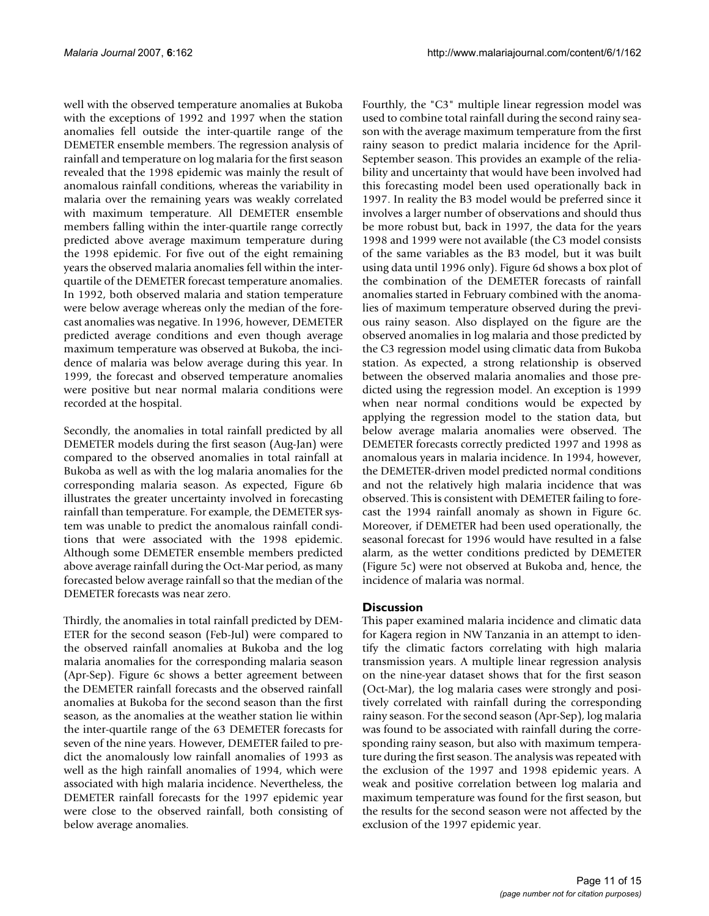well with the observed temperature anomalies at Bukoba with the exceptions of 1992 and 1997 when the station anomalies fell outside the inter-quartile range of the DEMETER ensemble members. The regression analysis of rainfall and temperature on log malaria for the first season revealed that the 1998 epidemic was mainly the result of anomalous rainfall conditions, whereas the variability in malaria over the remaining years was weakly correlated with maximum temperature. All DEMETER ensemble members falling within the inter-quartile range correctly predicted above average maximum temperature during the 1998 epidemic. For five out of the eight remaining years the observed malaria anomalies fell within the inter-quartile of the DEMETER forecast temperature anomalies. In 1992, both observed malaria and station temperature were below average whereas only the median of the forecast anomalies was negative. In 1996, however, DEMETER predicted average conditions and even though average maximum temperature was observed at Bukoba, the incidence of malaria was below average during this year. In 1999, the forecast and observed temperature anomalies were positive but near normal malaria conditions were recorded at the hospital.

Secondly, the anomalies in total rainfall predicted by all DEMETER models during the first season (Aug-Jan) were compared to the observed anomalies in total rainfall at Bukoba as well as with the log malaria anomalies for the corresponding malaria season. As expected, Figure 6b illustrates the greater uncertainty involved in forecasting rainfall than temperature. For example, the DEMETER system was unable to predict the anomalous rainfall conditions that were associated with the 1998 epidemic. Although some DEMETER ensemble members predicted above average rainfall during the Oct-Mar period, as many forecasted below average rainfall so that the median of the DEMETER forecasts was near zero.

Thirdly, the anomalies in total rainfall predicted by DEMETER for the second season (Feb-Jul) were compared to the observed rainfall anomalies at Bukoba and the log malaria anomalies for the corresponding malaria season (Apr-Sep). Figure 6c shows a better agreement between the DEMETER rainfall forecasts and the observed rainfall anomalies at Bukoba for the second season than the first season, as the anomalies at the weather station lie within the inter-quartile range of the 63 DEMETER forecasts for seven of the nine years. However, DEMETER failed to predict the anomalously low rainfall anomalies of 1993 as well as the high rainfall anomalies of 1994, which were associated with high malaria incidence. Nevertheless, the DEMETER rainfall forecasts for the 1997 epidemic year were close to the observed rainfall, both consisting of below average anomalies.

Fourthly, the "C3" multiple linear regression model was used to combine total rainfall during the second rainy season with the average maximum temperature from the first rainy season to predict malaria incidence for the April-September season. This provides an example of the reliability and uncertainty that would have been involved had this forecasting model been used operationally back in 1997. In reality the B3 model would be preferred since it involves a larger number of observations and should thus be more robust but, back in 1997, the data for the years 1998 and 1999 were not available (the C3 model consists of the same variables as the B3 model, but it was built using data until 1996 only). Figure 6d shows a box plot of the combination of the DEMETER forecasts of rainfall anomalies started in February combined with the anomalies of maximum temperature observed during the previous rainy season. Also displayed on the figure are the observed anomalies in log malaria and those predicted by the C3 regression model using climatic data from Bukoba station. As expected, a strong relationship is observed between the observed malaria anomalies and those predicted using the regression model. An exception is 1999 when near normal conditions would be expected by applying the regression model to the station data, but below average malaria anomalies were observed. The DEMETER forecasts correctly predicted 1997 and 1998 as anomalous years in malaria incidence. In 1994, however, the DEMETER-driven model predicted normal conditions and not the relatively high malaria incidence that was observed. This is consistent with DEMETER failing to forecast the 1994 rainfall anomaly as shown in Figure 6c. Moreover, if DEMETER had been used operationally, the seasonal forecast for 1996 would have resulted in a false alarm, as the wetter conditions predicted by DEMETER (Figure 5c) were not observed at Bukoba and, hence, the incidence of malaria was normal.

## Discussion

This paper examined malaria incidence and climatic data for Kagera region in NW Tanzania in an attempt to identify the climatic factors correlating with high malaria transmission years. A multiple linear regression analysis on the nine-year dataset shows that for the first season (Oct-Mar), the log malaria cases were strongly and positively correlated with rainfall during the corresponding rainy season. For the second season (Apr-Sep), log malaria was found to be associated with rainfall during the corresponding rainy season, but also with maximum temperature during the first season. The analysis was repeated with the exclusion of the 1997 and 1998 epidemic years. A weak and positive correlation between log malaria and maximum temperature was found for the first season, but the results for the second season were not affected by the exclusion of the 1997 epidemic year.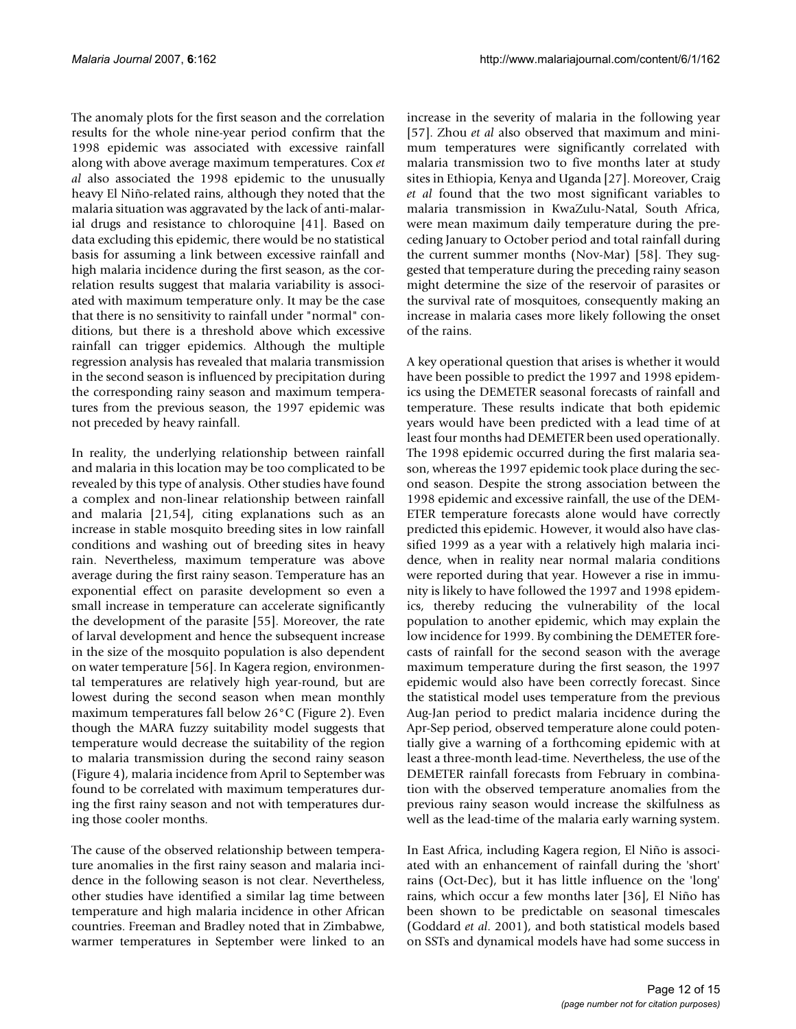The anomaly plots for the first season and the correlation results for the whole nine-year period confirm that the 1998 epidemic was associated with excessive rainfall along with above average maximum temperatures. Cox *et al* also associated the 1998 epidemic to the unusually heavy El Niño-related rains, although they noted that the malaria situation was aggravated by the lack of anti-malarial drugs and resistance to chloroquine [41]. Based on data excluding this epidemic, there would be no statistical basis for assuming a link between excessive rainfall and high malaria incidence during the first season, as the correlation results suggest that malaria variability is associated with maximum temperature only. It may be the case that there is no sensitivity to rainfall under "normal" conditions, but there is a threshold above which excessive rainfall can trigger epidemics. Although the multiple regression analysis has revealed that malaria transmission in the second season is influenced by precipitation during the corresponding rainy season and maximum temperatures from the previous season, the 1997 epidemic was not preceded by heavy rainfall.

In reality, the underlying relationship between rainfall and malaria in this location may be too complicated to be revealed by this type of analysis. Other studies have found a complex and non-linear relationship between rainfall and malaria [21,54], citing explanations such as an increase in stable mosquito breeding sites in low rainfall conditions and washing out of breeding sites in heavy rain. Nevertheless, maximum temperature was above average during the first rainy season. Temperature has an exponential effect on parasite development so even a small increase in temperature can accelerate significantly the development of the parasite [55]. Moreover, the rate of larval development and hence the subsequent increase in the size of the mosquito population is also dependent on water temperature [56]. In Kagera region, environmental temperatures are relatively high year-round, but are lowest during the second season when mean monthly maximum temperatures fall below 26°C (Figure 2). Even though the MARA fuzzy suitability model suggests that temperature would decrease the suitability of the region to malaria transmission during the second rainy season (Figure 4), malaria incidence from April to September was found to be correlated with maximum temperatures during the first rainy season and not with temperatures during those cooler months.

The cause of the observed relationship between temperature anomalies in the first rainy season and malaria incidence in the following season is not clear. Nevertheless, other studies have identified a similar lag time between temperature and high malaria incidence in other African countries. Freeman and Bradley noted that in Zimbabwe, warmer temperatures in September were linked to an increase in the severity of malaria in the following year [57]. Zhou *et al* also observed that maximum and minimum temperatures were significantly correlated with malaria transmission two to five months later at study sites in Ethiopia, Kenya and Uganda [27]. Moreover, Craig *et al* found that the two most significant variables to malaria transmission in KwaZulu-Natal, South Africa, were mean maximum daily temperature during the preceding January to October period and total rainfall during the current summer months (Nov-Mar) [58]. They suggested that temperature during the preceding rainy season might determine the size of the reservoir of parasites or the survival rate of mosquitoes, consequently making an increase in malaria cases more likely following the onset of the rains.

A key operational question that arises is whether it would have been possible to predict the 1997 and 1998 epidemics using the DEMETER seasonal forecasts of rainfall and temperature. These results indicate that both epidemic years would have been predicted with a lead time of at least four months had DEMETER been used operationally. The 1998 epidemic occurred during the first malaria season, whereas the 1997 epidemic took place during the second season. Despite the strong association between the 1998 epidemic and excessive rainfall, the use of the DEMETER temperature forecasts alone would have correctly predicted this epidemic. However, it would also have classified 1999 as a year with a relatively high malaria incidence, when in reality near normal malaria conditions were reported during that year. However a rise in immunity is likely to have followed the 1997 and 1998 epidemics, thereby reducing the vulnerability of the local population to another epidemic, which may explain the low incidence for 1999. By combining the DEMETER forecasts of rainfall for the second season with the average maximum temperature during the first season, the 1997 epidemic would also have been correctly forecast. Since the statistical model uses temperature from the previous Aug-Jan period to predict malaria incidence during the Apr-Sep period, observed temperature alone could potentially give a warning of a forthcoming epidemic with at least a three-month lead-time. Nevertheless, the use of the DEMETER rainfall forecasts from February in combination with the observed temperature anomalies from the previous rainy season would increase the skilfulness as well as the lead-time of the malaria early warning system.

In East Africa, including Kagera region, El Niño is associated with an enhancement of rainfall during the 'short' rains (Oct-Dec), but it has little influence on the 'long' rains, which occur a few months later [36], El Niño has been shown to be predictable on seasonal timescales (Goddard *et al*. 2001), and both statistical models based on SSTs and dynamical models have had some success in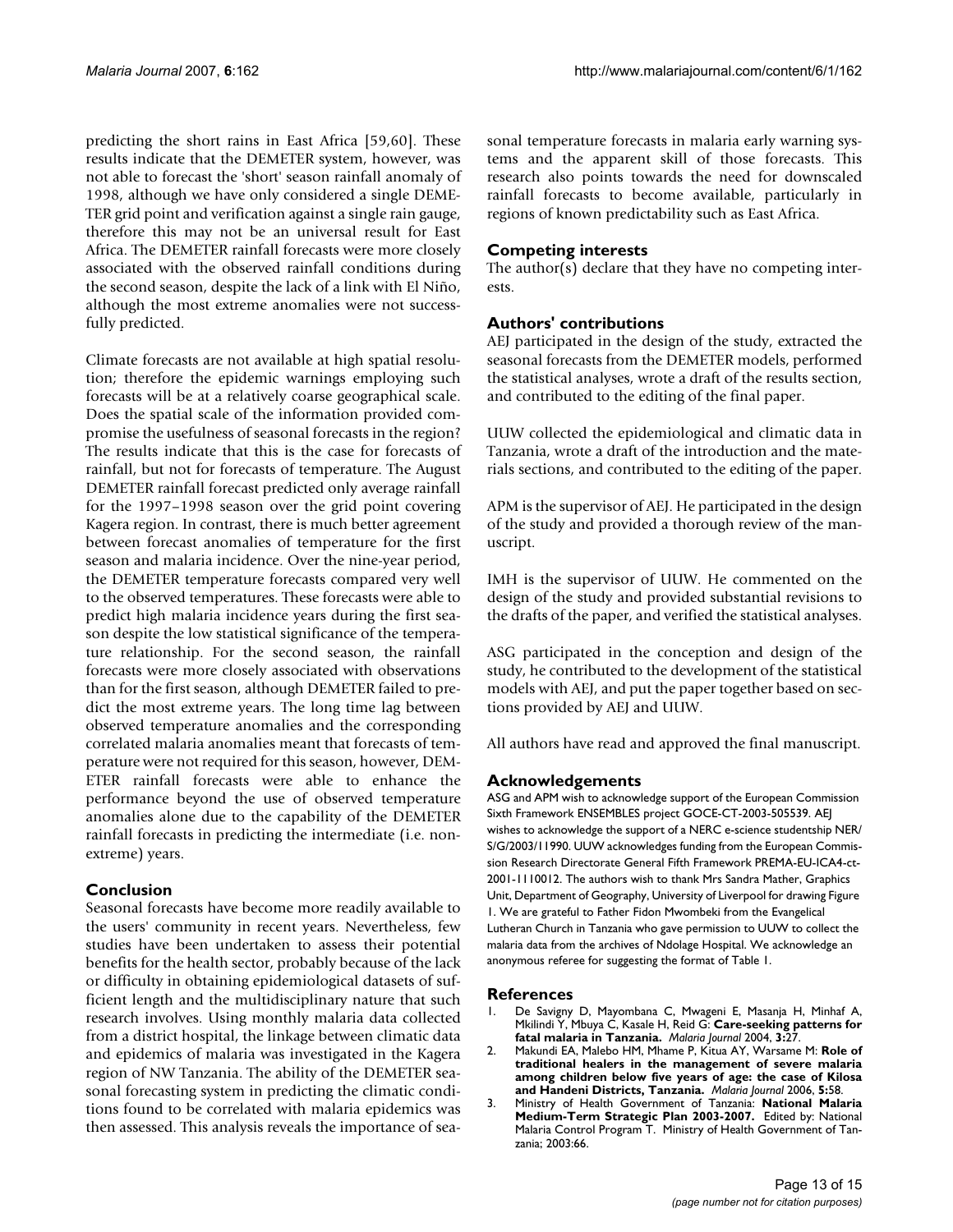predicting the short rains in East Africa [59,60]. These results indicate that the DEMETER system, however, was not able to forecast the 'short' season rainfall anomaly of 1998, although we have only considered a single DEMETER grid point and verification against a single rain gauge, therefore this may not be an universal result for East Africa. The DEMETER rainfall forecasts were more closely associated with the observed rainfall conditions during the second season, despite the lack of a link with El Niño, although the most extreme anomalies were not successfully predicted.

Climate forecasts are not available at high spatial resolution; therefore the epidemic warnings employing such forecasts will be at a relatively coarse geographical scale. Does the spatial scale of the information provided compromise the usefulness of seasonal forecasts in the region? The results indicate that this is the case for forecasts of rainfall, but not for forecasts of temperature. The August DEMETER rainfall forecast predicted only average rainfall for the 1997–1998 season over the grid point covering Kagera region. In contrast, there is much better agreement between forecast anomalies of temperature for the first season and malaria incidence. Over the nine-year period, the DEMETER temperature forecasts compared very well to the observed temperatures. These forecasts were able to predict high malaria incidence years during the first season despite the low statistical significance of the temperature relationship. For the second season, the rainfall forecasts were more closely associated with observations than for the first season, although DEMETER failed to predict the most extreme years. The long time lag between observed temperature anomalies and the corresponding correlated malaria anomalies meant that forecasts of temperature were not required for this season, however, DEMETER rainfall forecasts were able to enhance the performance beyond the use of observed temperature anomalies alone due to the capability of the DEMETER rainfall forecasts in predicting the intermediate (i.e. non-extreme) years.

## Conclusion

Seasonal forecasts have become more readily available to the users' community in recent years. Nevertheless, few studies have been undertaken to assess their potential benefits for the health sector, probably because of the lack or difficulty in obtaining epidemiological datasets of sufficient length and the multidisciplinary nature that such research involves. Using monthly malaria data collected from a district hospital, the linkage between climatic data and epidemics of malaria was investigated in the Kagera region of NW Tanzania. The ability of the DEMETER seasonal forecasting system in predicting the climatic conditions found to be correlated with malaria epidemics was then assessed. This analysis reveals the importance of seasonal temperature forecasts in malaria early warning systems and the apparent skill of those forecasts. This research also points towards the need for downscaled rainfall forecasts to become available, particularly in regions of known predictability such as East Africa.

## Competing interests

The author(s) declare that they have no competing interests.

## Authors' contributions

AEJ participated in the design of the study, extracted the seasonal forecasts from the DEMETER models, performed the statistical analyses, wrote a draft of the results section, and contributed to the editing of the final paper.

UUW collected the epidemiological and climatic data in Tanzania, wrote a draft of the introduction and the materials sections, and contributed to the editing of the paper.

APM is the supervisor of AEJ. He participated in the design of the study and provided a thorough review of the manuscript.

IMH is the supervisor of UUW. He commented on the design of the study and provided substantial revisions to the drafts of the paper, and verified the statistical analyses.

ASG participated in the conception and design of the study, he contributed to the development of the statistical models with AEJ, and put the paper together based on sections provided by AEJ and UUW.

All authors have read and approved the final manuscript.

## Acknowledgements

ASG and APM wish to acknowledge support of the European Commission Sixth Framework ENSEMBLES project GOCE-CT-2003-505539. AEJ wishes to acknowledge the support of a NERC e-science studentship NER/S/G/2003/11990. UUW acknowledges funding from the European Commission Research Directorate General Fifth Framework PREMA-EU-ICA4-ct-2001-1110012. The authors wish to thank Mrs Sandra Mather, Graphics Unit, Department of Geography, University of Liverpool for drawing Figure 1. We are grateful to Father Fidon Mwombeki from the Evangelical Lutheran Church in Tanzania who gave permission to UUW to collect the malaria data from the archives of Ndolage Hospital. We acknowledge an anonymous referee for suggesting the format of Table 1.

## References

1. De Savigny D, Mayombana C, Mwageni E, Masanja H, Minhaf A, Mkilindi Y, Mbuya C, Kasale H, Reid G: **Care-seeking patterns for fatal malaria in Tanzania.** *Malaria Journal* 2004, **3:**27.
2. Makundi EA, Malebo HM, Mhame P, Kitua AY, Warsame M: **Role of traditional healers in the management of severe malaria among children below five years of age: the case of Kilosa and Handeni Districts, Tanzania.** *Malaria Journal* 2006, **5:**58.
3. Ministry of Health Government of Tanzania: **National Malaria Medium-Term Strategic Plan 2003-2007.** Edited by: National Malaria Control Program T. Ministry of Health Government of Tanzania; 2003:66.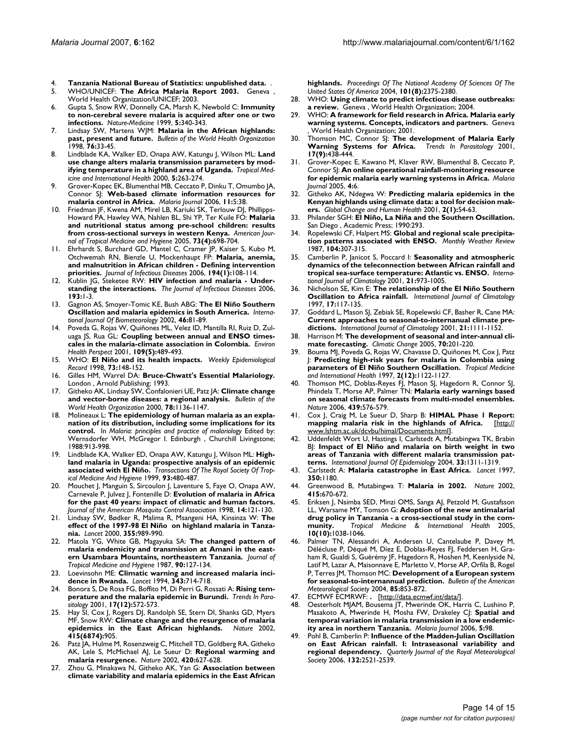4. **Tanzania National Bureau of Statistics: unpublished data.** .
5. WHO/UNICEF: **The Africa Malaria Report 2003.** Geneva , World Health Organization/UNICEF; 2003.
6. Gupta S, Snow RW, Donnelly CA, Marsh K, Newbold C: **Immunity to non-cerebral severe malaria is acquired after one or two infections.** *Nature-Medicine* 1999, **5:**340-343.
7. Lindsay SW, Martens WJM: **Malaria in the African highlands: past, present and future.** *Bulletin of the World Health Organization* 1998, **76:**33-45.
8. Lindblade KA, Walker ED, Onapa AW, Katungu J, Wilson ML: **Land use change alters malaria transmission parameters by modifying temperature in a highland area of Uganda.** *Tropical Medicine and International Health* 2000, **5:**263-274.
9. Grover-Kopec EK, Blumenthal MB, Ceccato P, Dinku T, Omumbo JA, Connor SJ: **Web-based climate information resources for malaria control in Africa.** *Malaria Journal* 2006, **11:**5:38.
10. Friedman JF, Kwena AM, Mirel LB, Kariuki SK, Terlouw DJ, Phillipps-Howard PA, Hawley WA, Nahlen BL, Shi YP, Ter Kuile FO: **Malaria and nutritional status among pre-school children: results from cross-sectional surveys in western Kenya.** *American Journal of Tropical Medicine and Hygiene* 2005, **73(4):**698-704.
11. Ehrhardt S, Burchard GD, Mantel C, Cramer JP, Kaiser S, Kubo M, Otchwemah RN, Bienzle U, Mockenhaupt FP: **Malaria, anemia, and malnutrition in African children - Defining intervention priorities.** *Journal of Infectious Diseases* 2006, **194(1):**108-114.
12. Kublin JG, Steketee RW: **HIV infection and malaria - Understanding the interactions.** *The Journal of Infectious Diseases* 2006, **193:**1-3.
13. Gagnon AS, Smoyer-Tomic KE, Bush ABG: **The El Niño Southern Oscillation and malaria epidemics in South America.** *International Journal Of Biometeorology* 2002, **46:**81-89.
14. Poveda G, Rojas W, Quiñones ML, Velez ID, Mantilla RI, Ruiz D, Zuluaga JS, Rua GL: **Coupling between annual and ENSO timescales in the malaria-climate association in Colombia.** *Environ Health Perspect* 2001, **109(5):**489-493.
15. WHO: **El Niño and its health impacts.** *Weekly Epidemiological Record* 1998, **73:**148-152.
16. Gilles HM, Warrel DA: **Bruce-Chwatt's Essential Malariology.** London , Arnold Publishing; 1993.
17. Githeko AK, Lindsay SW, Confalonieri UE, Patz JA: **Climate change and vector-borne diseases: a regional analysis.** *Bulletin of the World Health Organization* 2000, **78:**1136-1147.
18. Molineaux L: **The epidemiology of human malaria as an explanation of its distribution, including some implications for its control.** In *Malaria: principles and practice of malariology* Edited by: Wernsdorfer WH, McGregor I. Edinburgh , Churchill Livingstone; 1988:913-998.
19. Lindblade KA, Walker ED, Onapa AW, Katungu J, Wilson ML: **Highland malaria in Uganda: prospective analysis of an epidemic associated with El Niño.** *Transactions Of The Royal Society Of Tropical Medicine And Hygiene* 1999, **93:**480-487.
20. Mouchet J, Manguin S, Sircoulon J, Laventure S, Faye O, Onapa AW, Carnevale P, Julvez J, Fontenille D: **Evolution of malaria in Africa for the past 40 years: impact of climatic and human factors.** *Journal of the American Mosquito Control Association* 1998, **14:**121-130.
21. Lindsay SW, Bødker R, Malima R, Msangeni HA, Kinsinza W: **The effect of the 1997-98 El Niño on highland malaria in Tanzania.** *Lancet* 2000, **355:**989-990.
22. Matola YG, White GB, Magayuka SA: **The changed pattern of malaria endemicity and transmission at Amani in the eastern Usambara Mountains, northeastern Tanzania.** *Journal of Tropical Medicine and Hygiene* 1987, **90:**127-134.
23. Loevinsohn ME: **Climatic warning and increased malaria incidence in Rwanda.** *Lancet* 1994, **343:**714-718.
24. Bonora S, De Rosa FG, Boffito M, Di Perri G, Rossati A: **Rising temperature and the malaria epidemic in Burundi.** *Trends In Parasitology* 2001, **17(12):**572-573.
25. Hay SI, Cox J, Rogers DJ, Randolph SE, Stern DI, Shanks GD, Myers MF, Snow RW: **Climate change and the resurgence of malaria epidemics in the East African highlands.** *Nature* 2002, **415(6874):**905.
26. Patz JA, Hulme M, Rosenzweig C, Mitchell TD, Goldberg RA, Githeko AK, Lele S, McMichael AJ, Le Sueur D: **Regional warming and malaria resurgence.** *Nature* 2002, **420:**627-628.
27. Zhou G, Minakawa N, Githeko AK, Yan G: **Association between climate variability and malaria epidemics in the East African highlands.** *Proceedings Of The National Academy Of Sciences Of The United States Of America* 2004, **101(8):**2375-2380.
28. WHO: **Using climate to predict infectious disease outbreaks: a review.** Geneva , World Health Organization; 2004.
29. WHO: **A framework for field research in Africa. Malaria early warning systems. Concepts, indicators and partners.** Geneva , World Health Organization; 2001.
30. Thomson MC, Connor SJ: **The development of Malaria Early Warning Systems for Africa.** *Trends In Parasitology* 2001, **17(9):**438-444.
31. Grover-Kopec E, Kawano M, Klaver RW, Blumenthal B, Ceccato P, Connor SJ: **An online operational rainfall-monitoring resource for epidemic malaria early warning systems in Africa.** *Malaria Journal* 2005, **4:**6.
32. Githeko AK, Ndegwa W: **Predicting malaria epidemics in the Kenyan highlands using climate data: a tool for decision makers.** *Global Change and Human Health* 2001, **2(1):**54-63.
33. Philander SGH: **El Niño, La Niña and the Southern Oscillation.** San Diego , Academic Press; 1990:293.
34. Ropelewski CF, Halpert MS: **Global and regional scale precipitation patterns associated with ENSO.** *Monthly Weather Review* 1987, **104:**307-315.
35. Camberlin P, Janicot S, Poccard I: **Seasonality and atmospheric dynamics of the teleconnection between African rainfall and tropical sea-surface temperature: Atlantic vs. ENSO.** *International Journal of Climatology* 2001, **21:**973-1005.
36. Nicholson SE, Kim E: **The relationship of the El Niño Southern Oscillation to Africa rainfall.** *International Journal of Climatology* 1997, **17:**117-135.
37. Goddard L, Mason SJ, Zebiak SE, Ropelewski CF, Basher R, Cane MA: **Current approaches to seasonal-to-interannual climate predictions.** *International Journal of Climatology* 2001, **21:**1111-1152.
38. Harrison M: **The development of seasonal and inter-annual climate forecasting.** *Climatic Change* 2005, **70:**201-220.
39. Bouma MJ, Poveda G, Rojas W, Chavasse D, Quiñones M, Cox J, Patz J: **Predicting high-risk years for malaria in Colombia using parameters of El Niño Southern Oscillation.** *Tropical Medicine and International Health* 1997, **2(12):**1122-1127.
40. Thomson MC, Doblas-Reyes FJ, Mason SJ, Hagedorn R, Connor SJ, Phindela T, Morse AP, Palmer TN: **Malaria early warnings based on seasonal climate forecasts from multi-model ensembles.** *Nature* 2006, **439:**576-579.
41. Cox J, Craig M, Le Sueur D, Sharp B: **HIMAL Phase I Report: mapping malaria risk in the highlands of Africa.** [http://www.lshtm.ac.uk/dcvbu/himal/Documents.html].
42. Uddenfeldt Wort U, Hastings I, Carlstedt A, Mutabingwa TK, Brabin BJ: **Impact of El Niño and malaria on birth weight in two areas of Tanzania with different malaria transmission patterns.** *International Journal Of Epidemiology* 2004, **33:**1311-1319.
43. Carlstedt A: **Malaria catastrophe in East Africa.** *Lancet* 1997, **350:**1180.
44. Greenwood B, Mutabingwa T: **Malaria in 2002.** *Nature* 2002, **415:**670-672.
45. Eriksen J, Nsimba SED, Minzi OMS, Sanga AJ, Petzold M, Gustafsson LL, Warsame MY, Tomson G: **Adoption of the new antimalarial drug policy in Tanzania - a cross-sectional study in the community.** *Tropical Medicine & International Health* 2005, **10(10):**1038-1046.
46. Palmer TN, Alessandri A, Andersen U, Cantelaube P, Davey M, Délécluse P, Déqué M, Díez E, Doblas-Reyes FJ, Feddersen H, Graham R, Gualdi S, Guérémy JF, Hagedorn R, Hoshen M, Keenlyside N, Latif M, Lazar A, Maisonnave E, Marletto V, Morse AP, Orfila B, Rogel P, Terres JM, Thomson MC: **Development of a European system for seasonal-to-internannual prediction.** *Bulletin of the American Meteorological Society* 2004, **85:**853-872.
47. ECMWF ECMRWF: **.** [http://data.ecmwf.int/data/].
48. Oesterholt MJAM, Bousema JT, Mwerinde OK, Harris C, Lushino P, Masakoto A, Mwerinde H, Mosha FW, Drakeley CJ: **Spatial and temporal variation in malaria transmission in a low endemicity area in northern Tanzania.** *Malaria Journal* 2006, **5:**98.
49. Pohl B, Camberlin P: **Influence of the Madden-Julian Oscillation on East African rainfall. I: Intraseasonal variability and regional dependency.** *Quarterly Journal of the Royal Meteorological Society* 2006, **132:**2521-2539.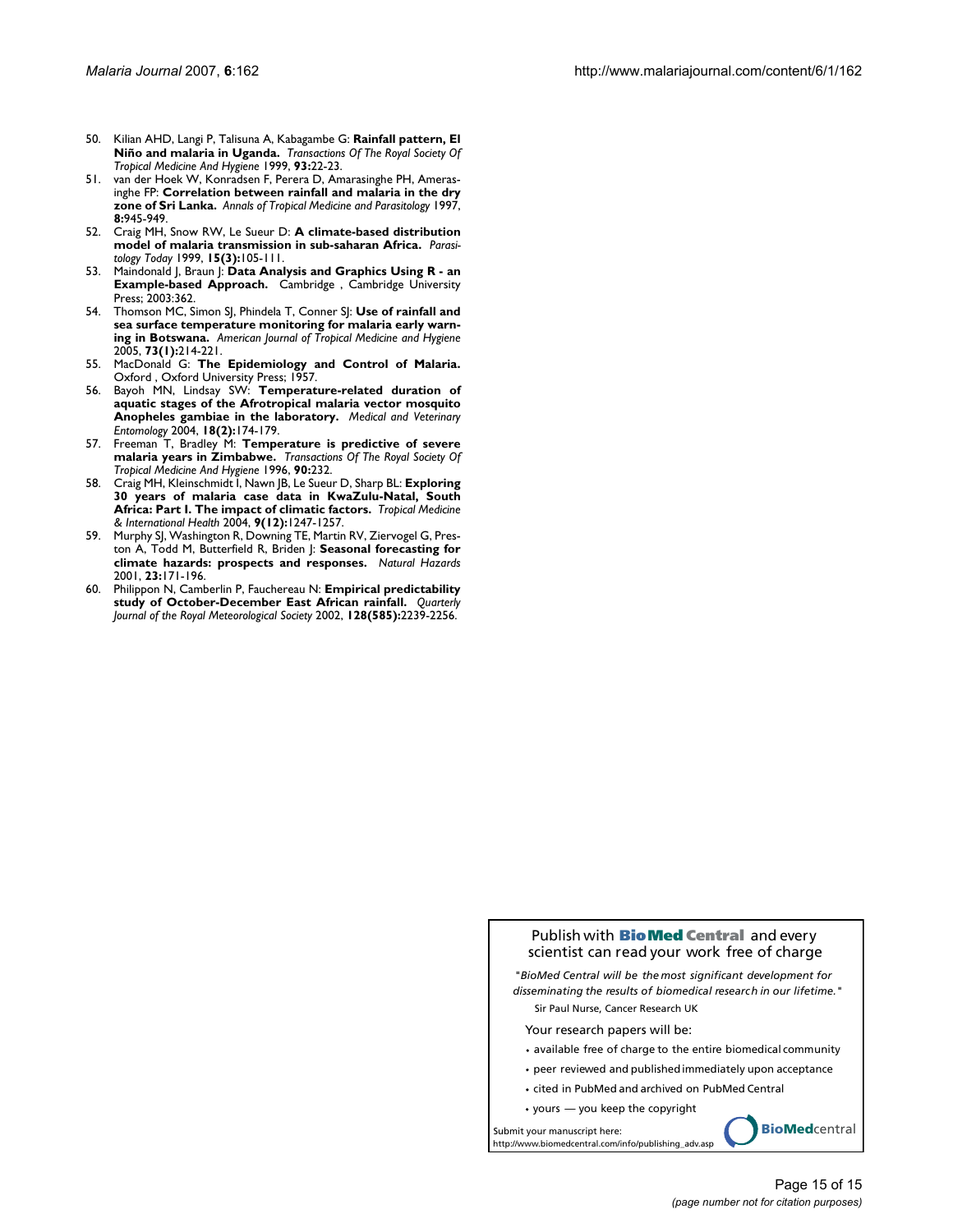50. Kilian AHD, Langi P, Talisuna A, Kabagambe G: **Rainfall pattern, El Niño and malaria in Uganda.** *Transactions Of The Royal Society Of Tropical Medicine And Hygiene* 1999, **93:**22-23.
51. van der Hoek W, Konradsen F, Perera D, Amarasinghe PH, Amerasinghe FP: **Correlation between rainfall and malaria in the dry zone of Sri Lanka.** *Annals of Tropical Medicine and Parasitology* 1997, **8:**945-949.
52. Craig MH, Snow RW, Le Sueur D: **A climate-based distribution model of malaria transmission in sub-saharan Africa.** *Parasitology Today* 1999, **15(3):**105-111.
53. Maindonald J, Braun J: **Data Analysis and Graphics Using R - an Example-based Approach.** Cambridge , Cambridge University Press; 2003:362.
54. Thomson MC, Simon SJ, Phindela T, Conner SJ: **Use of rainfall and sea surface temperature monitoring for malaria early warning in Botswana.** *American Journal of Tropical Medicine and Hygiene* 2005, **73(1):**214-221.
55. MacDonald G: **The Epidemiology and Control of Malaria.** Oxford , Oxford University Press; 1957.
56. Bayoh MN, Lindsay SW: **Temperature-related duration of aquatic stages of the Afrotropical malaria vector mosquito Anopheles gambiae in the laboratory.** *Medical and Veterinary Entomology* 2004, **18(2):**174-179.
57. Freeman T, Bradley M: **Temperature is predictive of severe malaria years in Zimbabwe.** *Transactions Of The Royal Society Of Tropical Medicine And Hygiene* 1996, **90:**232.
58. Craig MH, Kleinschmidt I, Nawn JB, Le Sueur D, Sharp BL: **Exploring 30 years of malaria case data in KwaZulu-Natal, South Africa: Part I. The impact of climatic factors.** *Tropical Medicine & International Health* 2004, **9(12):**1247-1257.
59. Murphy SJ, Washington R, Downing TE, Martin RV, Ziervogel G, Preston A, Todd M, Butterfield R, Briden J: **Seasonal forecasting for climate hazards: prospects and responses.** *Natural Hazards* 2001, **23:**171-196.
60. Philippon N, Camberlin P, Fauchereau N: **Empirical predictability study of October-December East African rainfall.** *Quarterly Journal of the Royal Meteorological Society* 2002, **128(585):**2239-2256.

Publish with **BioMed Central** and every scientist can read your work free of charge

*"BioMed Central will be the most significant development for disseminating the results of biomedical research in our lifetime."*

Sir Paul Nurse, Cancer Research UK

Your research papers will be:

- available free of charge to the entire biomedical community
- peer reviewed and published immediately upon acceptance
- cited in PubMed and archived on PubMed Central
- yours — you keep the copyright

Submit your manuscript here:
http://www.biomedcentral.com/info/publishing_adv.asp

**BioMed**central